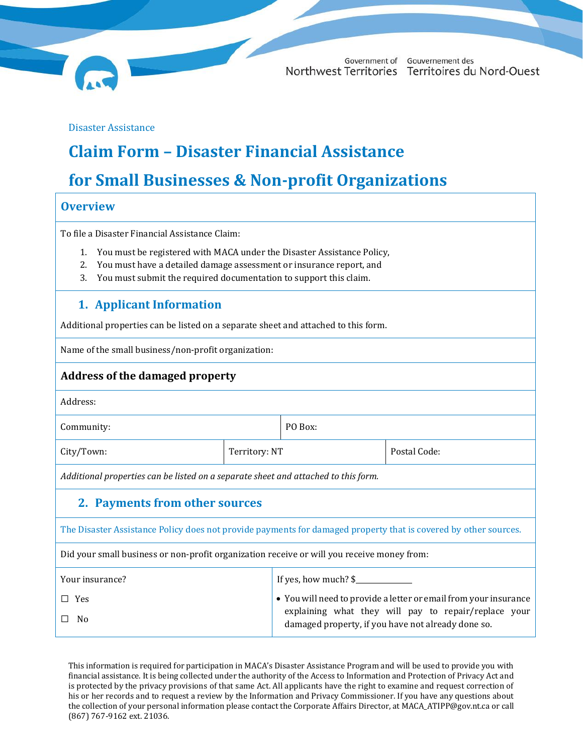Government of Northwest Territories Gouvernement des Territoires du Nord-Ouest

Disaster Assistance

# Claim Form – Disaster Financial Assistance for Small Businesses & Non-profit Organizations

## Overview

To file a Disaster Financial Assistance Claim:

1. You must be registered with MACA under the Disaster Assistance Policy,
2. You must have a detailed damage assessment or insurance report, and
3. You must submit the required documentation to support this claim.

## 1. Applicant Information

Additional properties can be listed on a separate sheet and attached to this form.

Name of the small business/non-profit organization:

### Address of the damaged property

| Address: | | |
|---|---|---|
| Community: | PO Box: | |
| City/Town: | Territory: NT | Postal Code: |

*Additional properties can be listed on a separate sheet and attached to this form.*

## 2. Payments from other sources

The Disaster Assistance Policy does not provide payments for damaged property that is covered by other sources.

Did your small business or non-profit organization receive or will you receive money from:

| Your insurance? | If yes, how much? $______________ |
|---|---|
| ☐ Yes<br>☐ No | • You will need to provide a letter or email from your insurance explaining what they will pay to repair/replace your damaged property, if you have not already done so. |

This information is required for participation in MACA's Disaster Assistance Program and will be used to provide you with financial assistance. It is being collected under the authority of the Access to Information and Protection of Privacy Act and is protected by the privacy provisions of that same Act. All applicants have the right to examine and request correction of his or her records and to request a review by the Information and Privacy Commissioner. If you have any questions about the collection of your personal information please contact the Corporate Affairs Director, at MACA_ATIPP@gov.nt.ca or call (867) 767-9162 ext. 21036.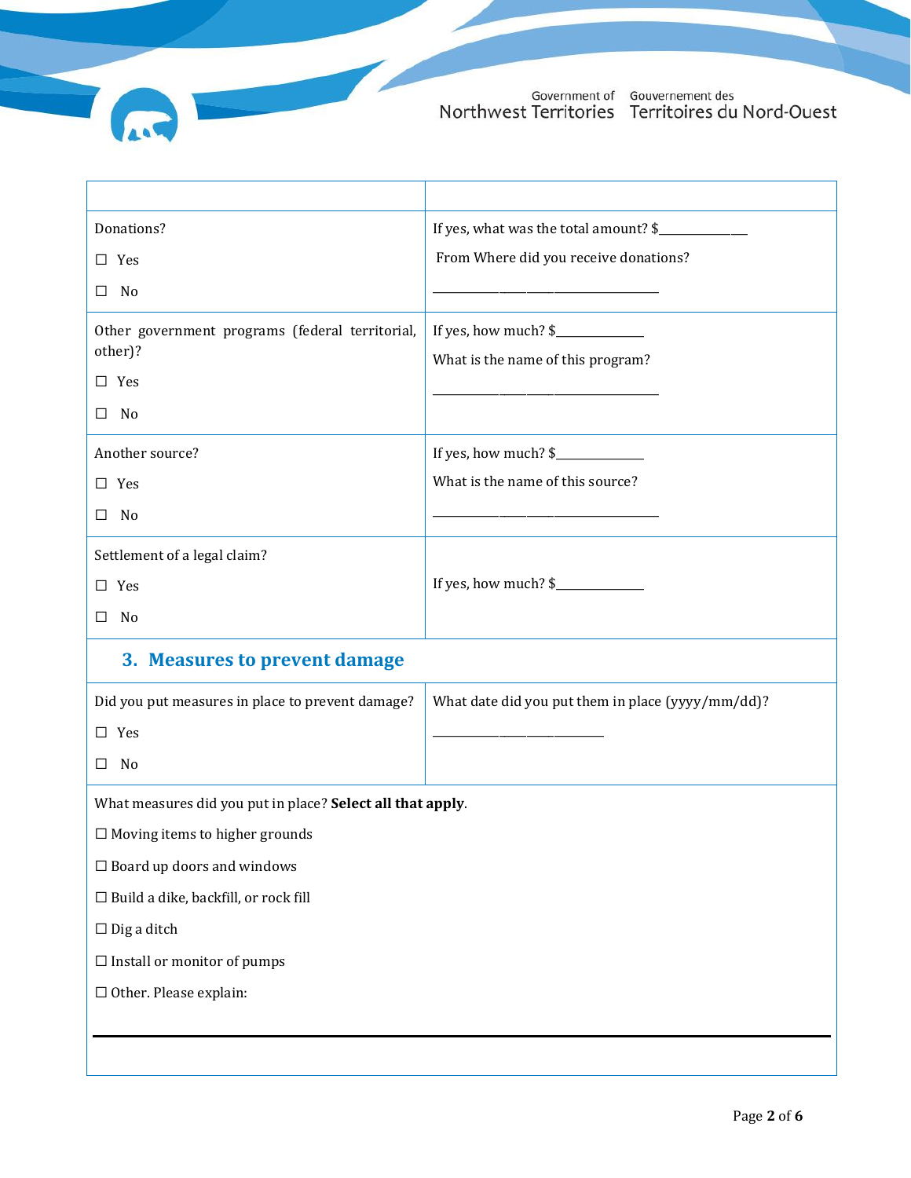| | |
|---|---|
| Donations?<br><br>☐ Yes<br><br>☐ No | If yes, what was the total amount? $____________<br><br>From Where did you receive donations?<br><br>______________________________ |
| Other government programs (federal territorial, other)?<br><br>☐ Yes<br><br>☐ No | If yes, how much? $____________<br><br>What is the name of this program?<br><br>______________________________ |
| Another source?<br><br>☐ Yes<br><br>☐ No | If yes, how much? $____________<br><br>What is the name of this source?<br><br>______________________________ |
| Settlement of a legal claim?<br><br>☐ Yes<br><br>☐ No | If yes, how much? $____________ |

## 3. Measures to prevent damage

| | |
|---|---|
| Did you put measures in place to prevent damage?<br><br>☐ Yes<br><br>☐ No | What date did you put them in place (yyyy/mm/dd)?<br><br>________________________ |

What measures did you put in place? **Select all that apply**.

☐ Moving items to higher grounds

☐ Board up doors and windows

☐ Build a dike, backfill, or rock fill

☐ Dig a ditch

☐ Install or monitor of pumps

☐ Other. Please explain:

______________________________________________________________________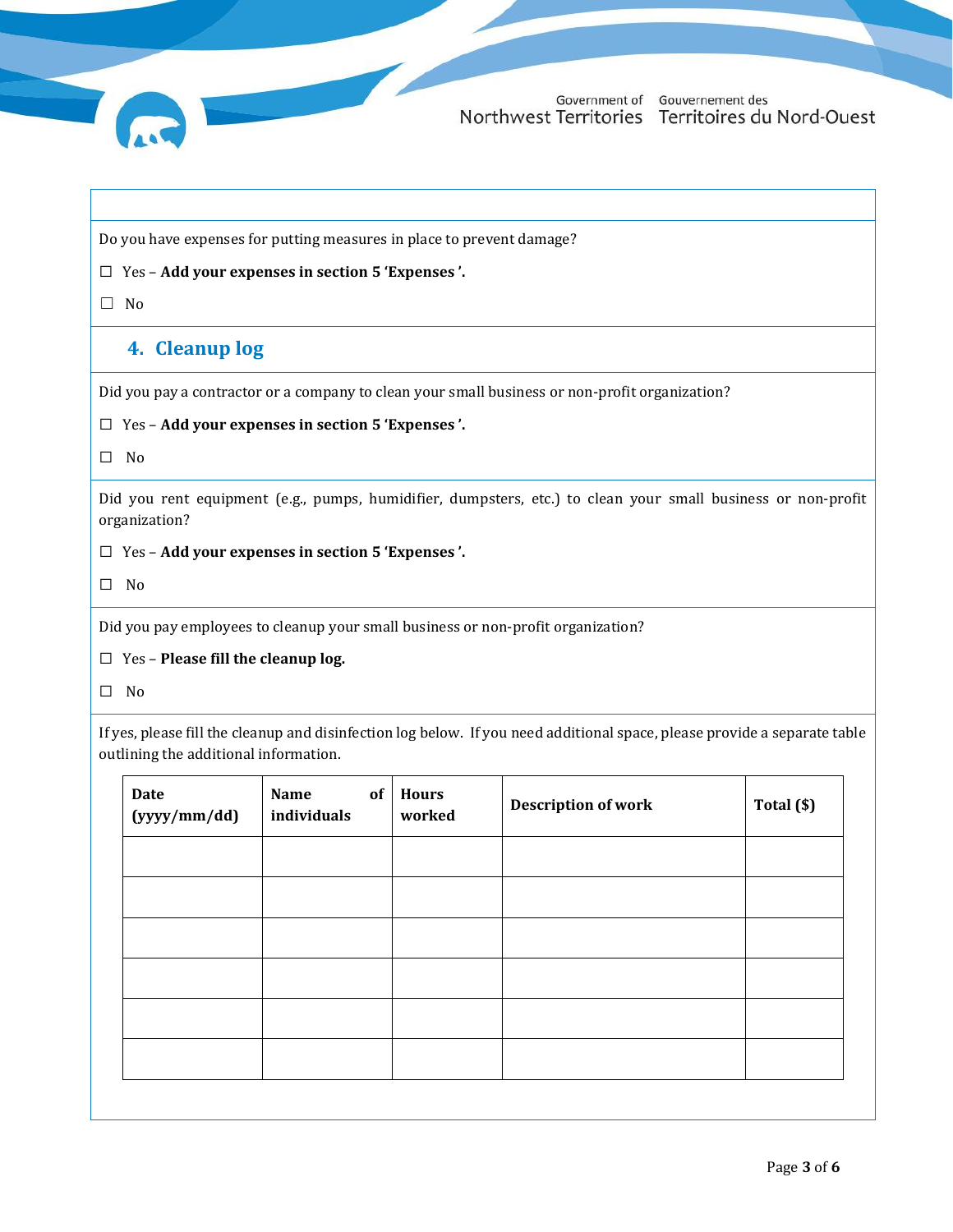Do you have expenses for putting measures in place to prevent damage?

☐ Yes – **Add your expenses in section 5 'Expenses'.**

☐ No

## 4. Cleanup log

Did you pay a contractor or a company to clean your small business or non-profit organization?

☐ Yes – **Add your expenses in section 5 'Expenses'.**

☐ No

Did you rent equipment (e.g., pumps, humidifier, dumpsters, etc.) to clean your small business or non-profit organization?

☐ Yes – **Add your expenses in section 5 'Expenses'.**

☐ No

Did you pay employees to cleanup your small business or non-profit organization?

☐ Yes – **Please fill the cleanup log.**

☐ No

If yes, please fill the cleanup and disinfection log below. If you need additional space, please provide a separate table outlining the additional information.

| Date (yyyy/mm/dd) | Name of individuals | Hours worked | Description of work | Total ($) |
|---|---|---|---|---|
| | | | | |
| | | | | |
| | | | | |
| | | | | |
| | | | | |
| | | | | |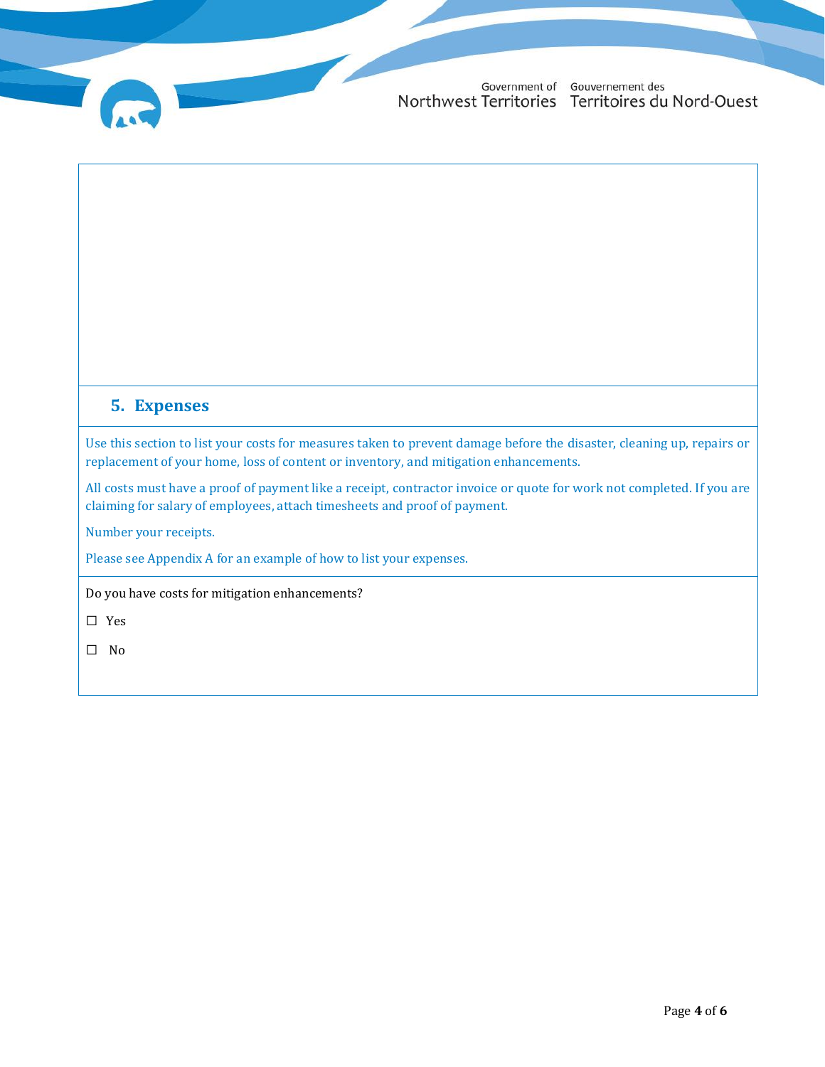## 5. Expenses

Use this section to list your costs for measures taken to prevent damage before the disaster, cleaning up, repairs or replacement of your home, loss of content or inventory, and mitigation enhancements.

All costs must have a proof of payment like a receipt, contractor invoice or quote for work not completed. If you are claiming for salary of employees, attach timesheets and proof of payment.

Number your receipts.

Please see Appendix A for an example of how to list your expenses.

Do you have costs for mitigation enhancements?

☐ Yes

☐ No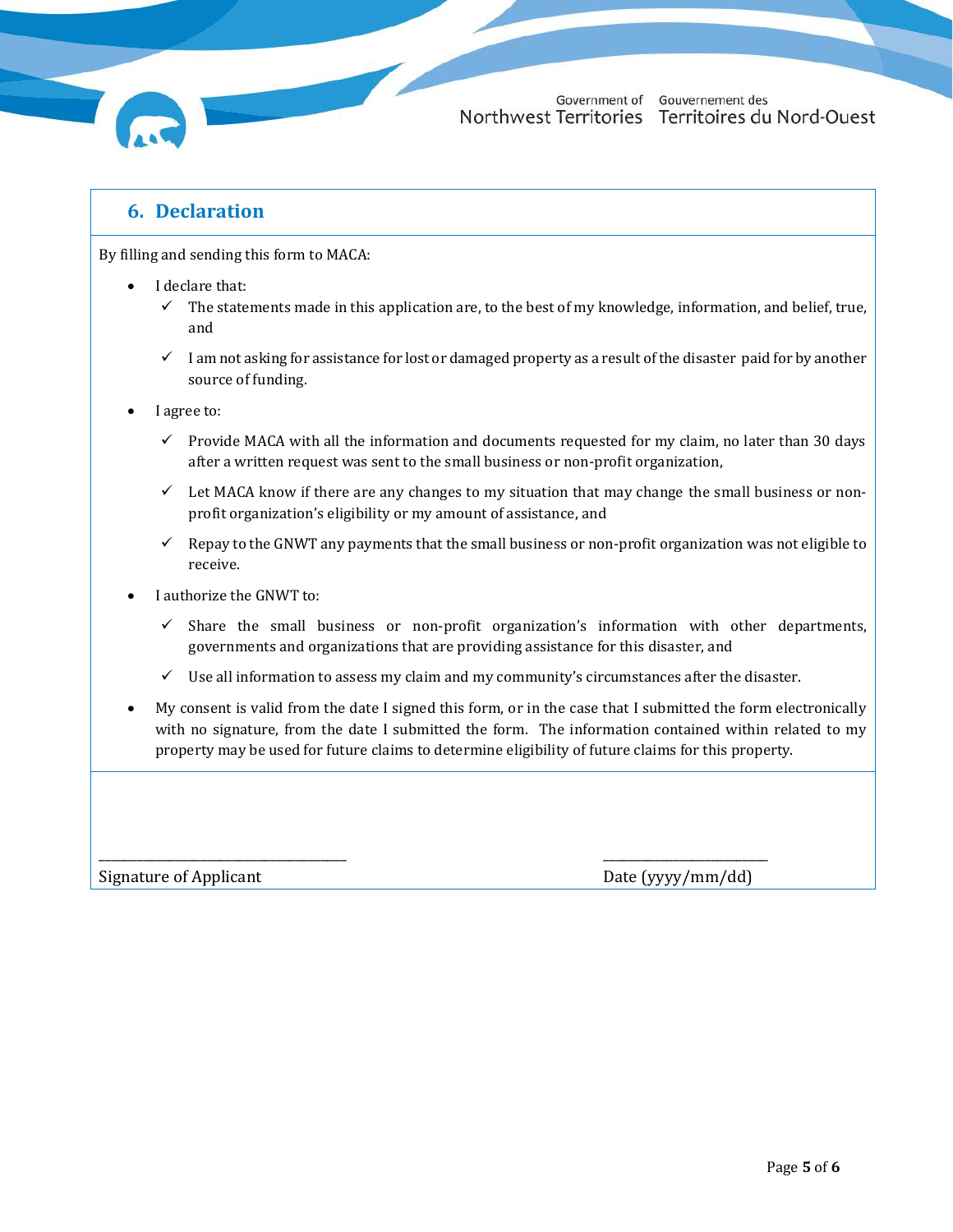## 6. Declaration

By filling and sending this form to MACA:

- I declare that:
  - ✓ The statements made in this application are, to the best of my knowledge, information, and belief, true, and
  - ✓ I am not asking for assistance for lost or damaged property as a result of the disaster paid for by another source of funding.
- I agree to:
  - ✓ Provide MACA with all the information and documents requested for my claim, no later than 30 days after a written request was sent to the small business or non-profit organization,
  - ✓ Let MACA know if there are any changes to my situation that may change the small business or non-profit organization's eligibility or my amount of assistance, and
  - ✓ Repay to the GNWT any payments that the small business or non-profit organization was not eligible to receive.
- I authorize the GNWT to:
  - ✓ Share the small business or non-profit organization's information with other departments, governments and organizations that are providing assistance for this disaster, and
  - ✓ Use all information to assess my claim and my community's circumstances after the disaster.
- My consent is valid from the date I signed this form, or in the case that I submitted the form electronically with no signature, from the date I submitted the form. The information contained within related to my property may be used for future claims to determine eligibility of future claims for this property.

\_\_\_\_\_\_\_\_\_\_\_\_\_\_\_\_\_\_\_\_\_\_\_\_\_\_\_\_\_\_\_\_\_\_\_\_\_\_
Signature of Applicant

\_\_\_\_\_\_\_\_\_\_\_\_\_\_\_\_\_\_\_\_\_\_\_\_\_\_
Date (yyyy/mm/dd)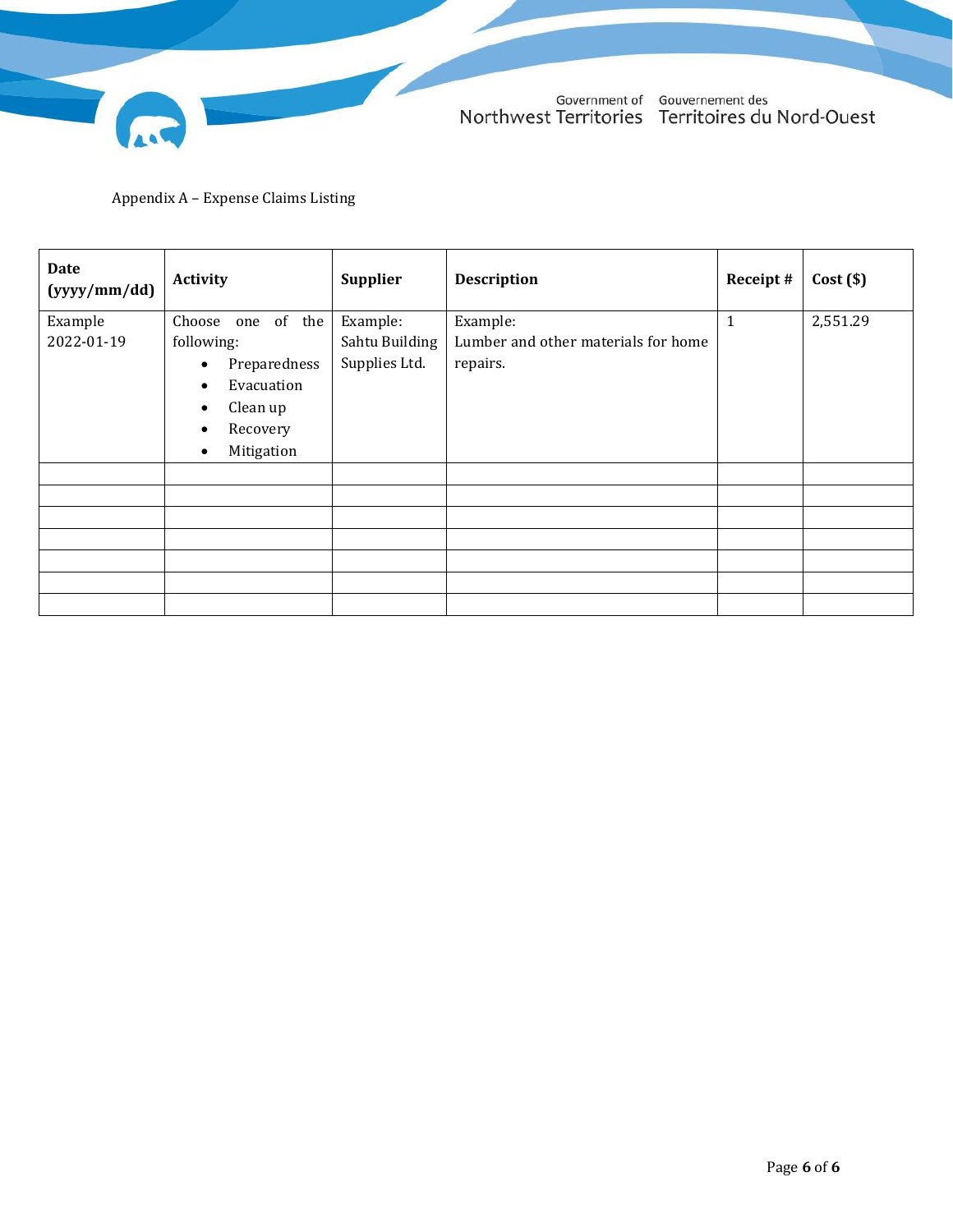Appendix A – Expense Claims Listing

| Date (yyyy/mm/dd) | Activity | Supplier | Description | Receipt # | Cost ($) |
|---|---|---|---|---|---|
| Example 2022-01-19 | Choose one of the following: <br>• Preparedness <br>• Evacuation <br>• Clean up <br>• Recovery <br>• Mitigation | Example: Sahtu Building Supplies Ltd. | Example: Lumber and other materials for home repairs. | 1 | 2,551.29 |
| | | | | | |
| | | | | | |
| | | | | | |
| | | | | | |
| | | | | | |
| | | | | | |
| | | | | | |